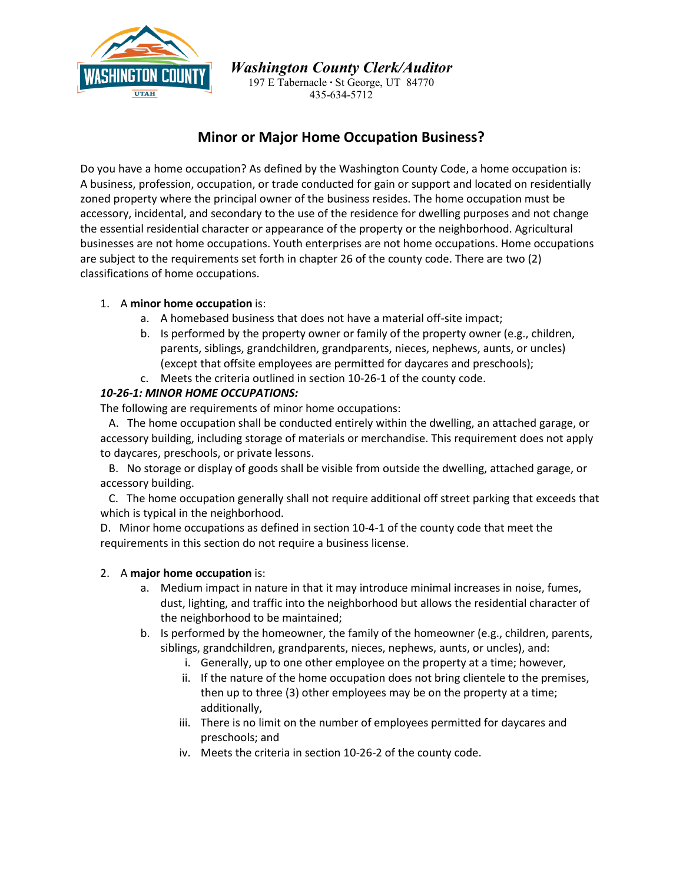Washington County Clerk/Auditor
197 E Tabernacle • St George, UT 84770
435-634-5712

# Minor or Major Home Occupation Business?

Do you have a home occupation? As defined by the Washington County Code, a home occupation is: A business, profession, occupation, or trade conducted for gain or support and located on residentially zoned property where the principal owner of the business resides. The home occupation must be accessory, incidental, and secondary to the use of the residence for dwelling purposes and not change the essential residential character or appearance of the property or the neighborhood. Agricultural businesses are not home occupations. Youth enterprises are not home occupations. Home occupations are subject to the requirements set forth in chapter 26 of the county code. There are two (2) classifications of home occupations.

1. A **minor home occupation** is:
   a. A homebased business that does not have a material off-site impact;
   b. Is performed by the property owner or family of the property owner (e.g., children, parents, siblings, grandchildren, grandparents, nieces, nephews, aunts, or uncles) (except that offsite employees are permitted for daycares and preschools);
   c. Meets the criteria outlined in section 10-26-1 of the county code.

***10-26-1: MINOR HOME OCCUPATIONS:***

The following are requirements of minor home occupations:

A. The home occupation shall be conducted entirely within the dwelling, an attached garage, or accessory building, including storage of materials or merchandise. This requirement does not apply to daycares, preschools, or private lessons.

B. No storage or display of goods shall be visible from outside the dwelling, attached garage, or accessory building.

C. The home occupation generally shall not require additional off street parking that exceeds that which is typical in the neighborhood.

D. Minor home occupations as defined in section 10-4-1 of the county code that meet the requirements in this section do not require a business license.

2. A **major home occupation** is:
   a. Medium impact in nature in that it may introduce minimal increases in noise, fumes, dust, lighting, and traffic into the neighborhood but allows the residential character of the neighborhood to be maintained;
   b. Is performed by the homeowner, the family of the homeowner (e.g., children, parents, siblings, grandchildren, grandparents, nieces, nephews, aunts, or uncles), and:
      i. Generally, up to one other employee on the property at a time; however,
      ii. If the nature of the home occupation does not bring clientele to the premises, then up to three (3) other employees may be on the property at a time; additionally,
      iii. There is no limit on the number of employees permitted for daycares and preschools; and
      iv. Meets the criteria in section 10-26-2 of the county code.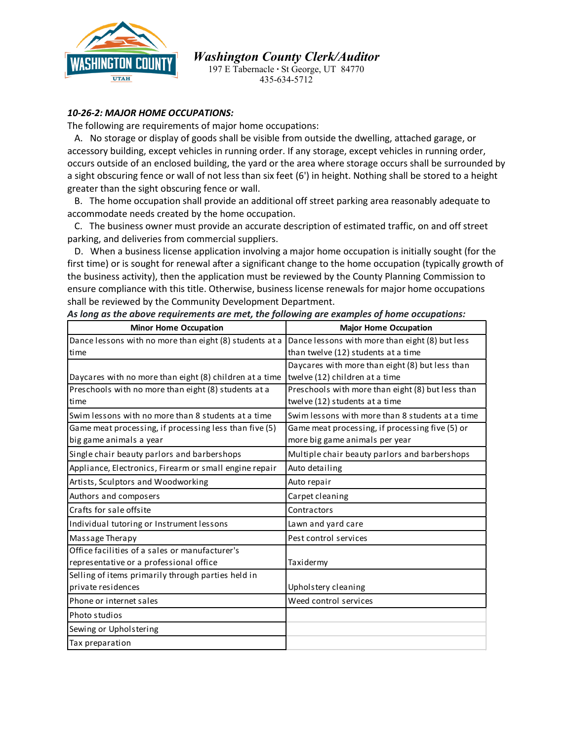**Washington County Clerk/Auditor**
197 E Tabernacle · St George, UT 84770
435-634-5712

***10-26-2: MAJOR HOME OCCUPATIONS:***

The following are requirements of major home occupations:

A. No storage or display of goods shall be visible from outside the dwelling, attached garage, or accessory building, except vehicles in running order. If any storage, except vehicles in running order, occurs outside of an enclosed building, the yard or the area where storage occurs shall be surrounded by a sight obscuring fence or wall of not less than six feet (6') in height. Nothing shall be stored to a height greater than the sight obscuring fence or wall.

B. The home occupation shall provide an additional off street parking area reasonably adequate to accommodate needs created by the home occupation.

C. The business owner must provide an accurate description of estimated traffic, on and off street parking, and deliveries from commercial suppliers.

D. When a business license application involving a major home occupation is initially sought (for the first time) or is sought for renewal after a significant change to the home occupation (typically growth of the business activity), then the application must be reviewed by the County Planning Commission to ensure compliance with this title. Otherwise, business license renewals for major home occupations shall be reviewed by the Community Development Department.

***As long as the above requirements are met, the following are examples of home occupations:***

| Minor Home Occupation | Major Home Occupation |
| --- | --- |
| Dance lessons with no more than eight (8) students at a time | Dance lessons with more than eight (8) but less than twelve (12) students at a time |
| Daycares with no more than eight (8) children at a time | Daycares with more than eight (8) but less than twelve (12) children at a time |
| Preschools with no more than eight (8) students at a time | Preschools with more than eight (8) but less than twelve (12) students at a time |
| Swim lessons with no more than 8 students at a time | Swim lessons with more than 8 students at a time |
| Game meat processing, if processing less than five (5) big game animals a year | Game meat processing, if processing five (5) or more big game animals per year |
| Single chair beauty parlors and barbershops | Multiple chair beauty parlors and barbershops |
| Appliance, Electronics, Firearm or small engine repair | Auto detailing |
| Artists, Sculptors and Woodworking | Auto repair |
| Authors and composers | Carpet cleaning |
| Crafts for sale offsite | Contractors |
| Individual tutoring or Instrument lessons | Lawn and yard care |
| Massage Therapy | Pest control services |
| Office facilities of a sales or manufacturer's representative or a professional office | Taxidermy |
| Selling of items primarily through parties held in private residences | Upholstery cleaning |
| Phone or internet sales | Weed control services |
| Photo studios | |
| Sewing or Upholstering | |
| Tax preparation | |